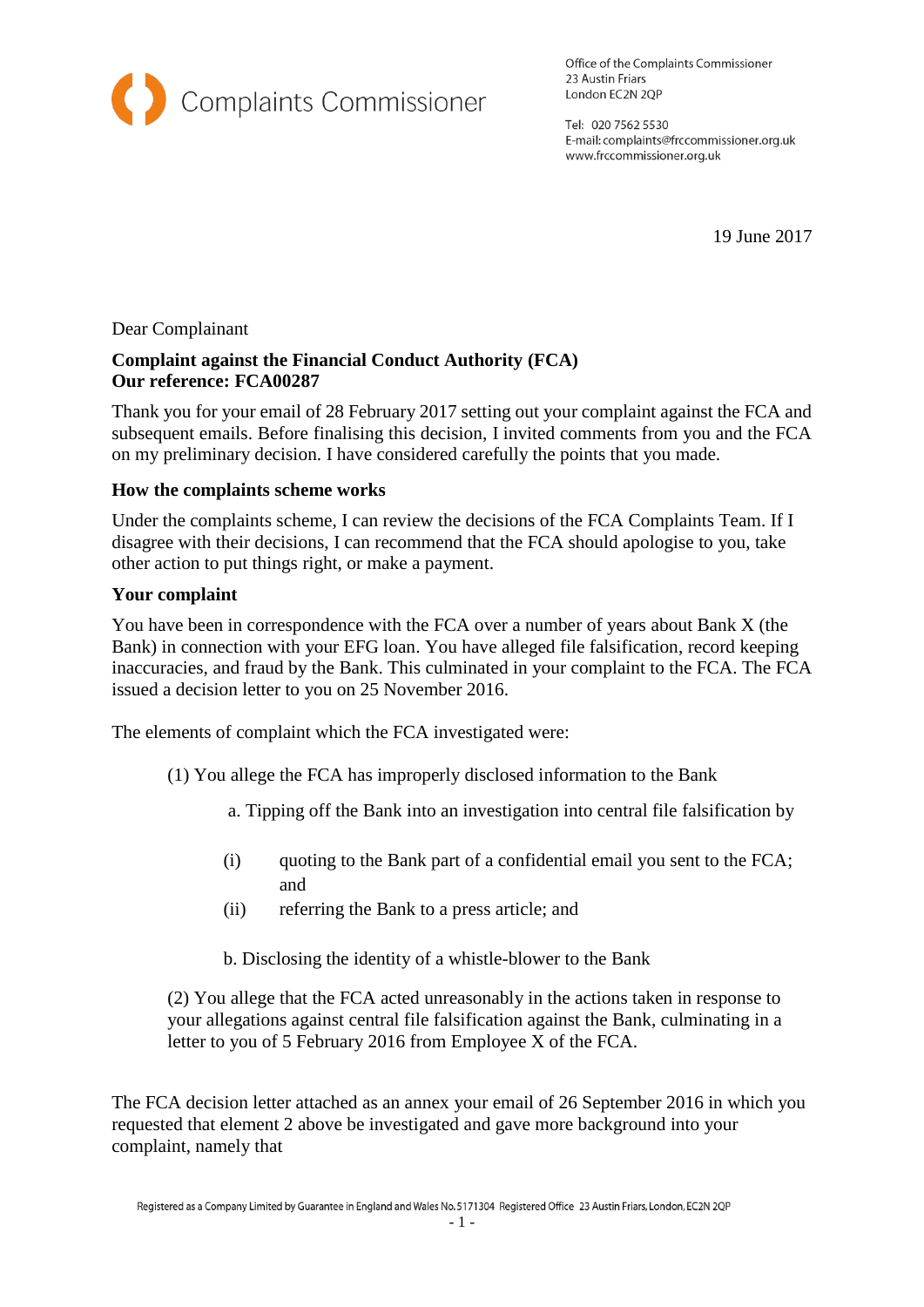Complaints Commissioner

Office of the Complaints Commissioner
23 Austin Friars
London EC2N 2QP

Tel: 020 7562 5530
E-mail: complaints@frccommissioner.org.uk
www.frccommissioner.org.uk

19 June 2017

Dear Complainant

**Complaint against the Financial Conduct Authority (FCA)**
**Our reference: FCA00287**

Thank you for your email of 28 February 2017 setting out your complaint against the FCA and subsequent emails. Before finalising this decision, I invited comments from you and the FCA on my preliminary decision. I have considered carefully the points that you made.

**How the complaints scheme works**

Under the complaints scheme, I can review the decisions of the FCA Complaints Team. If I disagree with their decisions, I can recommend that the FCA should apologise to you, take other action to put things right, or make a payment.

**Your complaint**

You have been in correspondence with the FCA over a number of years about Bank X (the Bank) in connection with your EFG loan. You have alleged file falsification, record keeping inaccuracies, and fraud by the Bank. This culminated in your complaint to the FCA. The FCA issued a decision letter to you on 25 November 2016.

The elements of complaint which the FCA investigated were:

(1) You allege the FCA has improperly disclosed information to the Bank

a. Tipping off the Bank into an investigation into central file falsification by

(i) quoting to the Bank part of a confidential email you sent to the FCA; and

(ii) referring the Bank to a press article; and

b. Disclosing the identity of a whistle-blower to the Bank

(2) You allege that the FCA acted unreasonably in the actions taken in response to your allegations against central file falsification against the Bank, culminating in a letter to you of 5 February 2016 from Employee X of the FCA.

The FCA decision letter attached as an annex your email of 26 September 2016 in which you requested that element 2 above be investigated and gave more background into your complaint, namely that

Registered as a Company Limited by Guarantee in England and Wales No. 5171304 Registered Office 23 Austin Friars, London, EC2N 2QP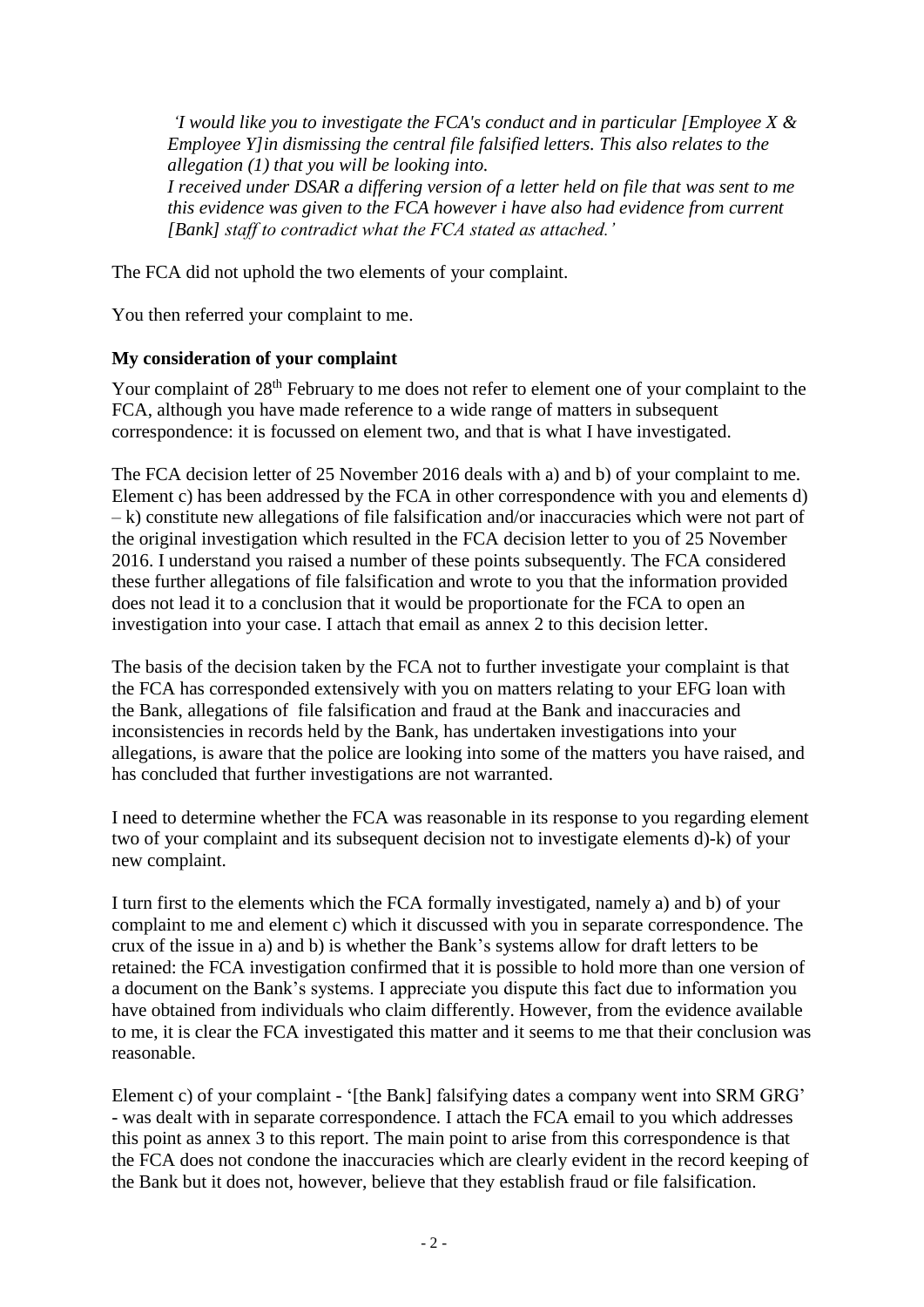*'I would like you to investigate the FCA's conduct and in particular [Employee X & Employee Y]in dismissing the central file falsified letters. This also relates to the allegation (1) that you will be looking into.*
*I received under DSAR a differing version of a letter held on file that was sent to me this evidence was given to the FCA however i have also had evidence from current [Bank] staff to contradict what the FCA stated as attached.'*

The FCA did not uphold the two elements of your complaint.

You then referred your complaint to me.

**My consideration of your complaint**

Your complaint of 28th February to me does not refer to element one of your complaint to the FCA, although you have made reference to a wide range of matters in subsequent correspondence: it is focussed on element two, and that is what I have investigated.

The FCA decision letter of 25 November 2016 deals with a) and b) of your complaint to me. Element c) has been addressed by the FCA in other correspondence with you and elements d) – k) constitute new allegations of file falsification and/or inaccuracies which were not part of the original investigation which resulted in the FCA decision letter to you of 25 November 2016. I understand you raised a number of these points subsequently. The FCA considered these further allegations of file falsification and wrote to you that the information provided does not lead it to a conclusion that it would be proportionate for the FCA to open an investigation into your case. I attach that email as annex 2 to this decision letter.

The basis of the decision taken by the FCA not to further investigate your complaint is that the FCA has corresponded extensively with you on matters relating to your EFG loan with the Bank, allegations of file falsification and fraud at the Bank and inaccuracies and inconsistencies in records held by the Bank, has undertaken investigations into your allegations, is aware that the police are looking into some of the matters you have raised, and has concluded that further investigations are not warranted.

I need to determine whether the FCA was reasonable in its response to you regarding element two of your complaint and its subsequent decision not to investigate elements d)-k) of your new complaint.

I turn first to the elements which the FCA formally investigated, namely a) and b) of your complaint to me and element c) which it discussed with you in separate correspondence. The crux of the issue in a) and b) is whether the Bank's systems allow for draft letters to be retained: the FCA investigation confirmed that it is possible to hold more than one version of a document on the Bank's systems. I appreciate you dispute this fact due to information you have obtained from individuals who claim differently. However, from the evidence available to me, it is clear the FCA investigated this matter and it seems to me that their conclusion was reasonable.

Element c) of your complaint - '[the Bank] falsifying dates a company went into SRM GRG' - was dealt with in separate correspondence. I attach the FCA email to you which addresses this point as annex 3 to this report. The main point to arise from this correspondence is that the FCA does not condone the inaccuracies which are clearly evident in the record keeping of the Bank but it does not, however, believe that they establish fraud or file falsification.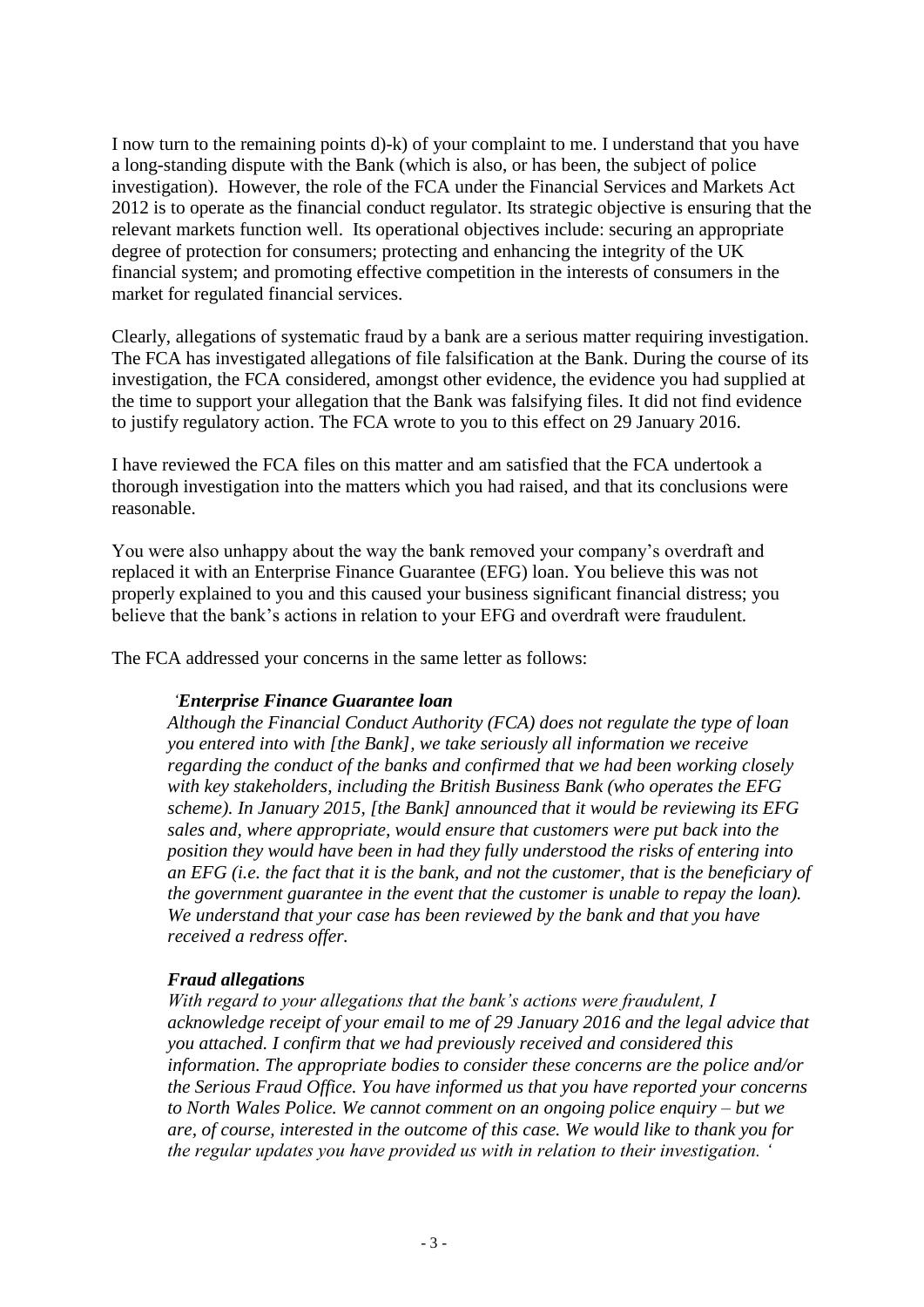I now turn to the remaining points d)-k) of your complaint to me. I understand that you have a long-standing dispute with the Bank (which is also, or has been, the subject of police investigation). However, the role of the FCA under the Financial Services and Markets Act 2012 is to operate as the financial conduct regulator. Its strategic objective is ensuring that the relevant markets function well. Its operational objectives include: securing an appropriate degree of protection for consumers; protecting and enhancing the integrity of the UK financial system; and promoting effective competition in the interests of consumers in the market for regulated financial services.

Clearly, allegations of systematic fraud by a bank are a serious matter requiring investigation. The FCA has investigated allegations of file falsification at the Bank. During the course of its investigation, the FCA considered, amongst other evidence, the evidence you had supplied at the time to support your allegation that the Bank was falsifying files. It did not find evidence to justify regulatory action. The FCA wrote to you to this effect on 29 January 2016.

I have reviewed the FCA files on this matter and am satisfied that the FCA undertook a thorough investigation into the matters which you had raised, and that its conclusions were reasonable.

You were also unhappy about the way the bank removed your company's overdraft and replaced it with an Enterprise Finance Guarantee (EFG) loan. You believe this was not properly explained to you and this caused your business significant financial distress; you believe that the bank's actions in relation to your EFG and overdraft were fraudulent.

The FCA addressed your concerns in the same letter as follows:

> *'**Enterprise Finance Guarantee loan***
> *Although the Financial Conduct Authority (FCA) does not regulate the type of loan you entered into with [the Bank], we take seriously all information we receive regarding the conduct of the banks and confirmed that we had been working closely with key stakeholders, including the British Business Bank (who operates the EFG scheme). In January 2015, [the Bank] announced that it would be reviewing its EFG sales and, where appropriate, would ensure that customers were put back into the position they would have been in had they fully understood the risks of entering into an EFG (i.e. the fact that it is the bank, and not the customer, that is the beneficiary of the government guarantee in the event that the customer is unable to repay the loan). We understand that your case has been reviewed by the bank and that you have received a redress offer.*
>
> ***Fraud allegations***
> *With regard to your allegations that the bank's actions were fraudulent, I acknowledge receipt of your email to me of 29 January 2016 and the legal advice that you attached. I confirm that we had previously received and considered this information. The appropriate bodies to consider these concerns are the police and/or the Serious Fraud Office. You have informed us that you have reported your concerns to North Wales Police. We cannot comment on an ongoing police enquiry – but we are, of course, interested in the outcome of this case. We would like to thank you for the regular updates you have provided us with in relation to their investigation. '*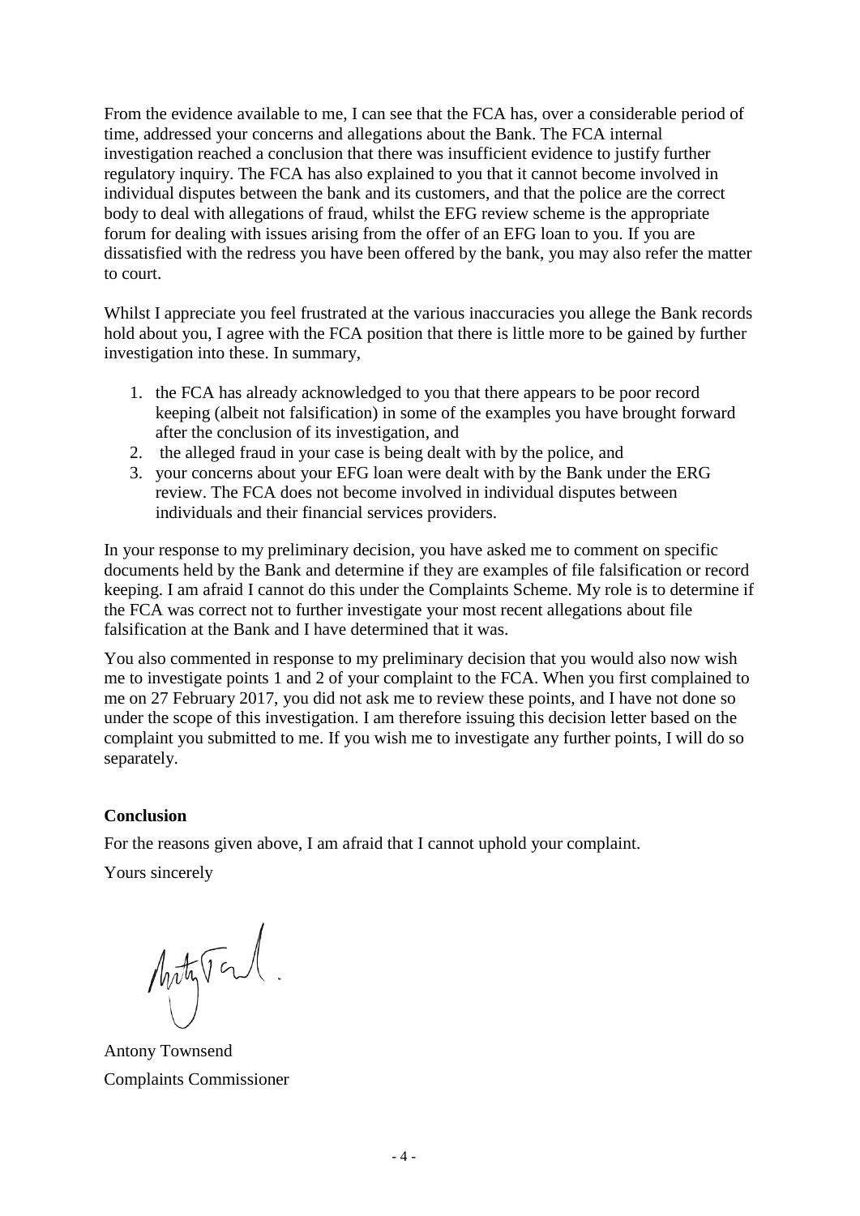From the evidence available to me, I can see that the FCA has, over a considerable period of time, addressed your concerns and allegations about the Bank. The FCA internal investigation reached a conclusion that there was insufficient evidence to justify further regulatory inquiry. The FCA has also explained to you that it cannot become involved in individual disputes between the bank and its customers, and that the police are the correct body to deal with allegations of fraud, whilst the EFG review scheme is the appropriate forum for dealing with issues arising from the offer of an EFG loan to you. If you are dissatisfied with the redress you have been offered by the bank, you may also refer the matter to court.

Whilst I appreciate you feel frustrated at the various inaccuracies you allege the Bank records hold about you, I agree with the FCA position that there is little more to be gained by further investigation into these. In summary,

1. the FCA has already acknowledged to you that there appears to be poor record keeping (albeit not falsification) in some of the examples you have brought forward after the conclusion of its investigation, and
2. the alleged fraud in your case is being dealt with by the police, and
3. your concerns about your EFG loan were dealt with by the Bank under the ERG review. The FCA does not become involved in individual disputes between individuals and their financial services providers.

In your response to my preliminary decision, you have asked me to comment on specific documents held by the Bank and determine if they are examples of file falsification or record keeping. I am afraid I cannot do this under the Complaints Scheme. My role is to determine if the FCA was correct not to further investigate your most recent allegations about file falsification at the Bank and I have determined that it was.

You also commented in response to my preliminary decision that you would also now wish me to investigate points 1 and 2 of your complaint to the FCA. When you first complained to me on 27 February 2017, you did not ask me to review these points, and I have not done so under the scope of this investigation. I am therefore issuing this decision letter based on the complaint you submitted to me. If you wish me to investigate any further points, I will do so separately.

**Conclusion**

For the reasons given above, I am afraid that I cannot uphold your complaint.

Yours sincerely

Antony Townsend

Complaints Commissioner